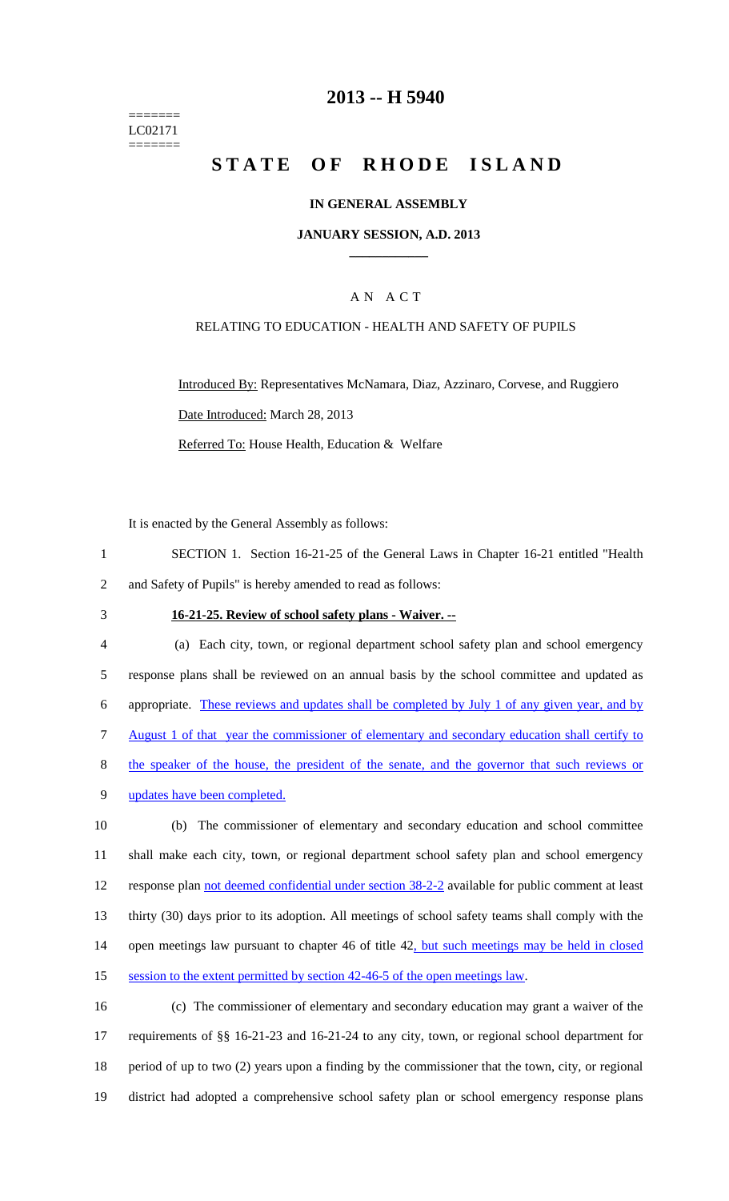=======
LC02171
=======

# 2013 -- H 5940

# STATE OF RHODE ISLAND

## IN GENERAL ASSEMBLY

### JANUARY SESSION, A.D. 2013

## A N A C T

RELATING TO EDUCATION - HEALTH AND SAFETY OF PUPILS

Introduced By: Representatives McNamara, Diaz, Azzinaro, Corvese, and Ruggiero

Date Introduced: March 28, 2013

Referred To: House Health, Education & Welfare

It is enacted by the General Assembly as follows:

1 SECTION 1. Section 16-21-25 of the General Laws in Chapter 16-21 entitled "Health
2 and Safety of Pupils" is hereby amended to read as follows:

3 **16-21-25. Review of school safety plans - Waiver. --**

4 (a) Each city, town, or regional department school safety plan and school emergency
5 response plans shall be reviewed on an annual basis by the school committee and updated as
6 appropriate. These reviews and updates shall be completed by July 1 of any given year, and by
7 August 1 of that year the commissioner of elementary and secondary education shall certify to
8 the speaker of the house, the president of the senate, and the governor that such reviews or
9 updates have been completed.

10 (b) The commissioner of elementary and secondary education and school committee
11 shall make each city, town, or regional department school safety plan and school emergency
12 response plan not deemed confidential under section 38-2-2 available for public comment at least
13 thirty (30) days prior to its adoption. All meetings of school safety teams shall comply with the
14 open meetings law pursuant to chapter 46 of title 42, but such meetings may be held in closed
15 session to the extent permitted by section 42-46-5 of the open meetings law.

16 (c) The commissioner of elementary and secondary education may grant a waiver of the
17 requirements of §§ 16-21-23 and 16-21-24 to any city, town, or regional school department for
18 period of up to two (2) years upon a finding by the commissioner that the town, city, or regional
19 district had adopted a comprehensive school safety plan or school emergency response plans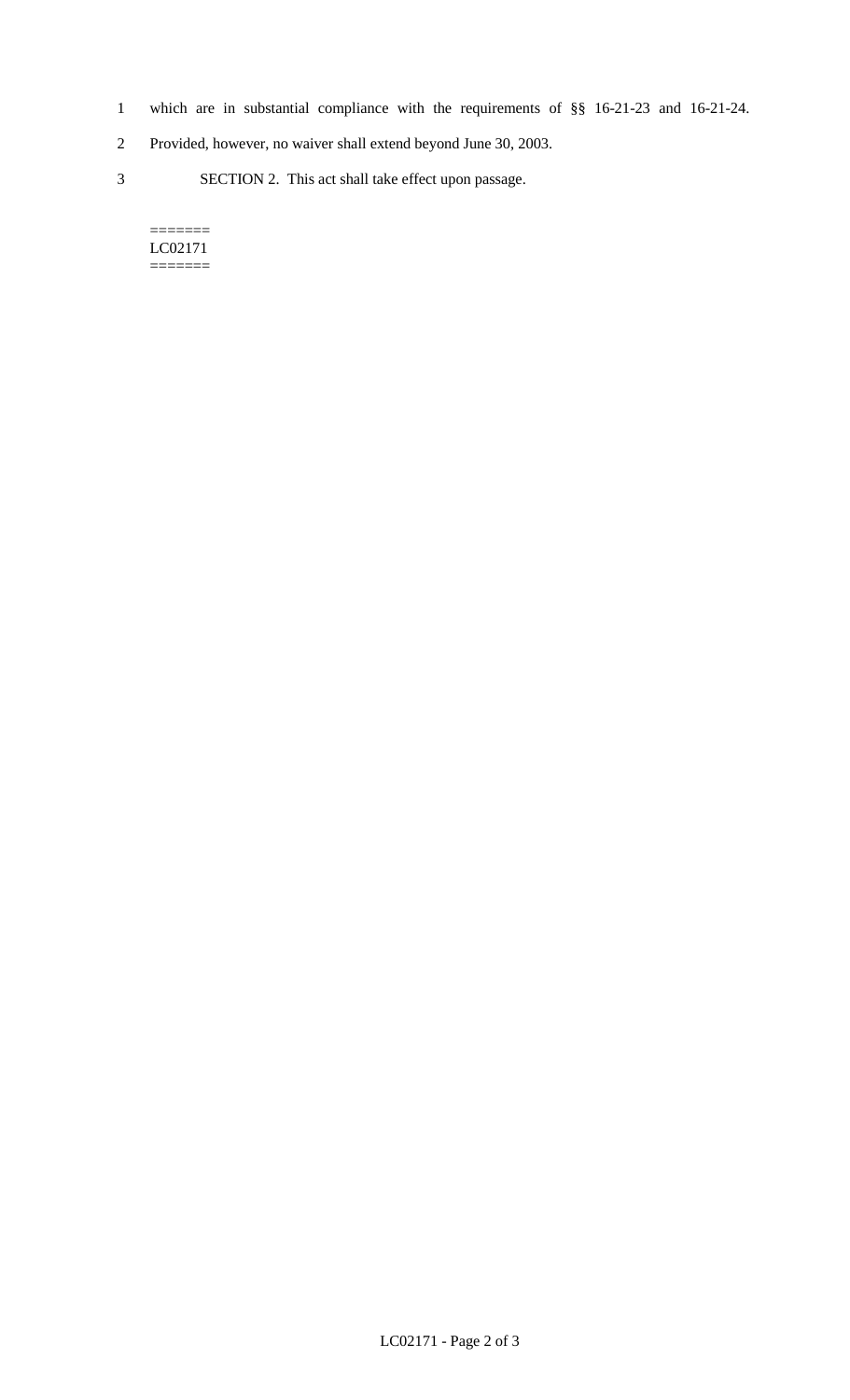which are in substantial compliance with the requirements of §§ 16-21-23 and 16-21-24. Provided, however, no waiver shall extend beyond June 30, 2003.

SECTION 2. This act shall take effect upon passage.

=======
LC02171
=======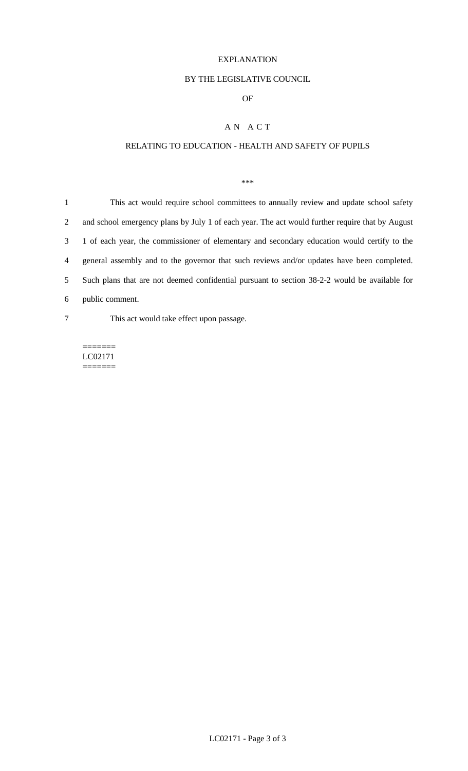EXPLANATION

BY THE LEGISLATIVE COUNCIL

OF

A N A C T

RELATING TO EDUCATION - HEALTH AND SAFETY OF PUPILS

\*\*\*

1 This act would require school committees to annually review and update school safety
2 and school emergency plans by July 1 of each year. The act would further require that by August
3 1 of each year, the commissioner of elementary and secondary education would certify to the
4 general assembly and to the governor that such reviews and/or updates have been completed.
5 Such plans that are not deemed confidential pursuant to section 38-2-2 would be available for
6 public comment.

7 This act would take effect upon passage.

=======
LC02171
=======